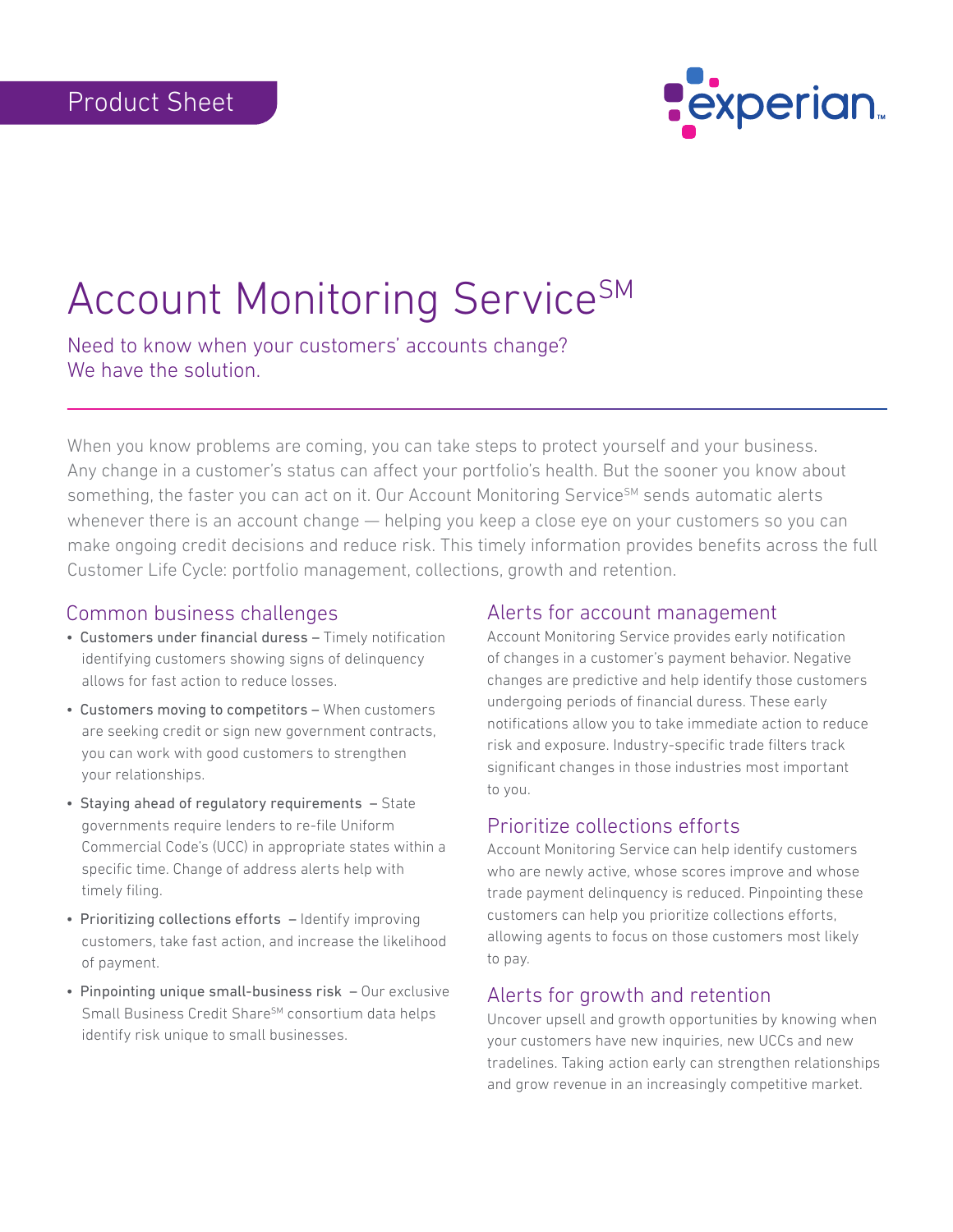Product Sheet

# Account Monitoring Service℠

## Need to know when your customers' accounts change? We have the solution.

When you know problems are coming, you can take steps to protect yourself and your business. Any change in a customer's status can affect your portfolio's health. But the sooner you know about something, the faster you can act on it. Our Account Monitoring Service℠ sends automatic alerts whenever there is an account change — helping you keep a close eye on your customers so you can make ongoing credit decisions and reduce risk. This timely information provides benefits across the full Customer Life Cycle: portfolio management, collections, growth and retention.

### Common business challenges

- Customers under financial duress – Timely notification identifying customers showing signs of delinquency allows for fast action to reduce losses.
- Customers moving to competitors – When customers are seeking credit or sign new government contracts, you can work with good customers to strengthen your relationships.
- Staying ahead of regulatory requirements – State governments require lenders to re-file Uniform Commercial Code's (UCC) in appropriate states within a specific time. Change of address alerts help with timely filing.
- Prioritizing collections efforts – Identify improving customers, take fast action, and increase the likelihood of payment.
- Pinpointing unique small-business risk – Our exclusive Small Business Credit Share℠ consortium data helps identify risk unique to small businesses.

### Alerts for account management

Account Monitoring Service provides early notification of changes in a customer's payment behavior. Negative changes are predictive and help identify those customers undergoing periods of financial duress. These early notifications allow you to take immediate action to reduce risk and exposure. Industry-specific trade filters track significant changes in those industries most important to you.

### Prioritize collections efforts

Account Monitoring Service can help identify customers who are newly active, whose scores improve and whose trade payment delinquency is reduced. Pinpointing these customers can help you prioritize collections efforts, allowing agents to focus on those customers most likely to pay.

### Alerts for growth and retention

Uncover upsell and growth opportunities by knowing when your customers have new inquiries, new UCCs and new tradelines. Taking action early can strengthen relationships and grow revenue in an increasingly competitive market.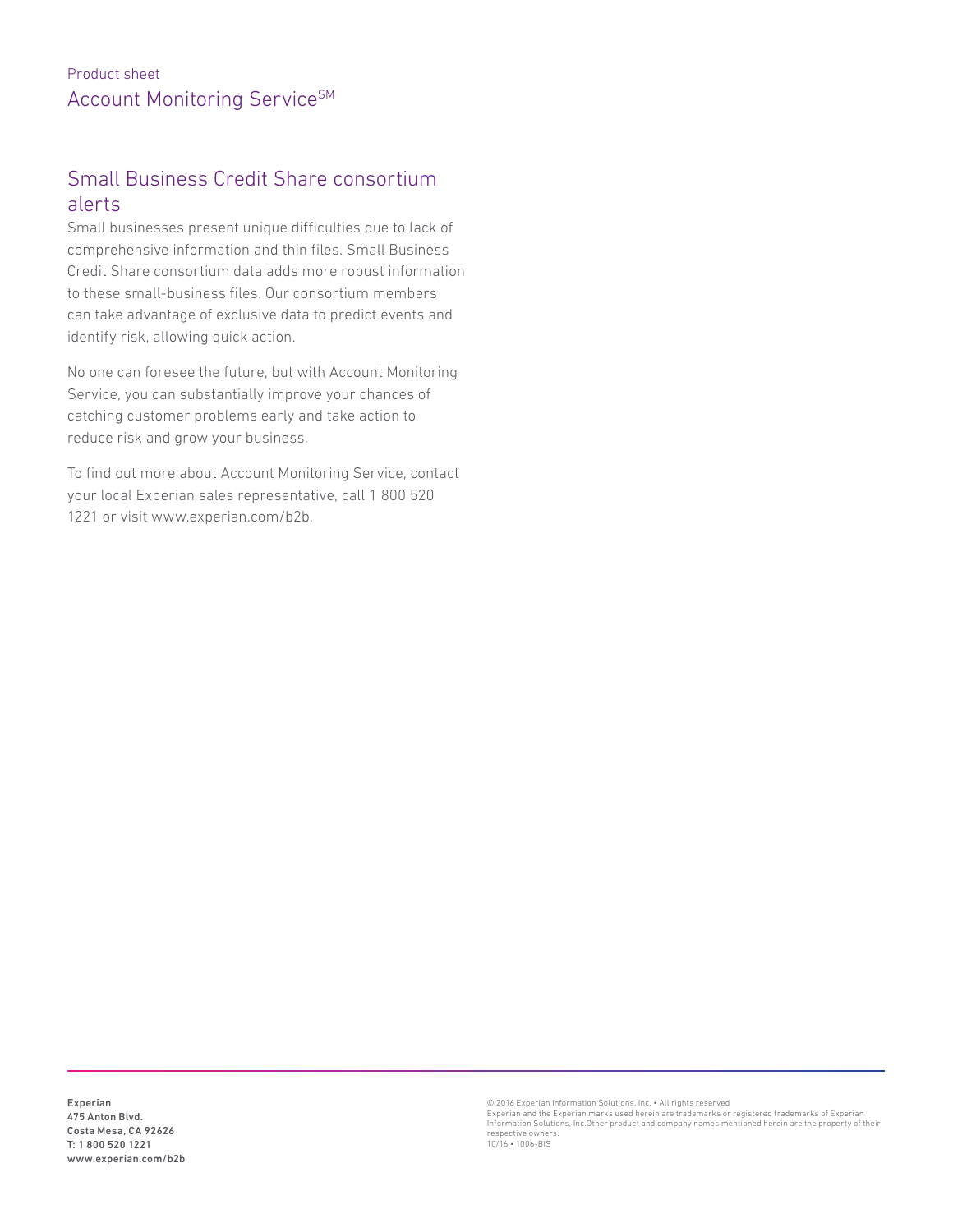## Small Business Credit Share consortium alerts

Small businesses present unique difficulties due to lack of comprehensive information and thin files. Small Business Credit Share consortium data adds more robust information to these small-business files. Our consortium members can take advantage of exclusive data to predict events and identify risk, allowing quick action.

No one can foresee the future, but with Account Monitoring Service, you can substantially improve your chances of catching customer problems early and take action to reduce risk and grow your business.

To find out more about Account Monitoring Service, contact your local Experian sales representative, call 1 800 520 1221 or visit www.experian.com/b2b.

Experian
475 Anton Blvd.
Costa Mesa, CA 92626
T: 1 800 520 1221
www.experian.com/b2b

© 2016 Experian Information Solutions, Inc. • All rights reserved
Experian and the Experian marks used herein are trademarks or registered trademarks of Experian Information Solutions, Inc.Other product and company names mentioned herein are the property of their respective owners.
10/16 • 1006-BIS